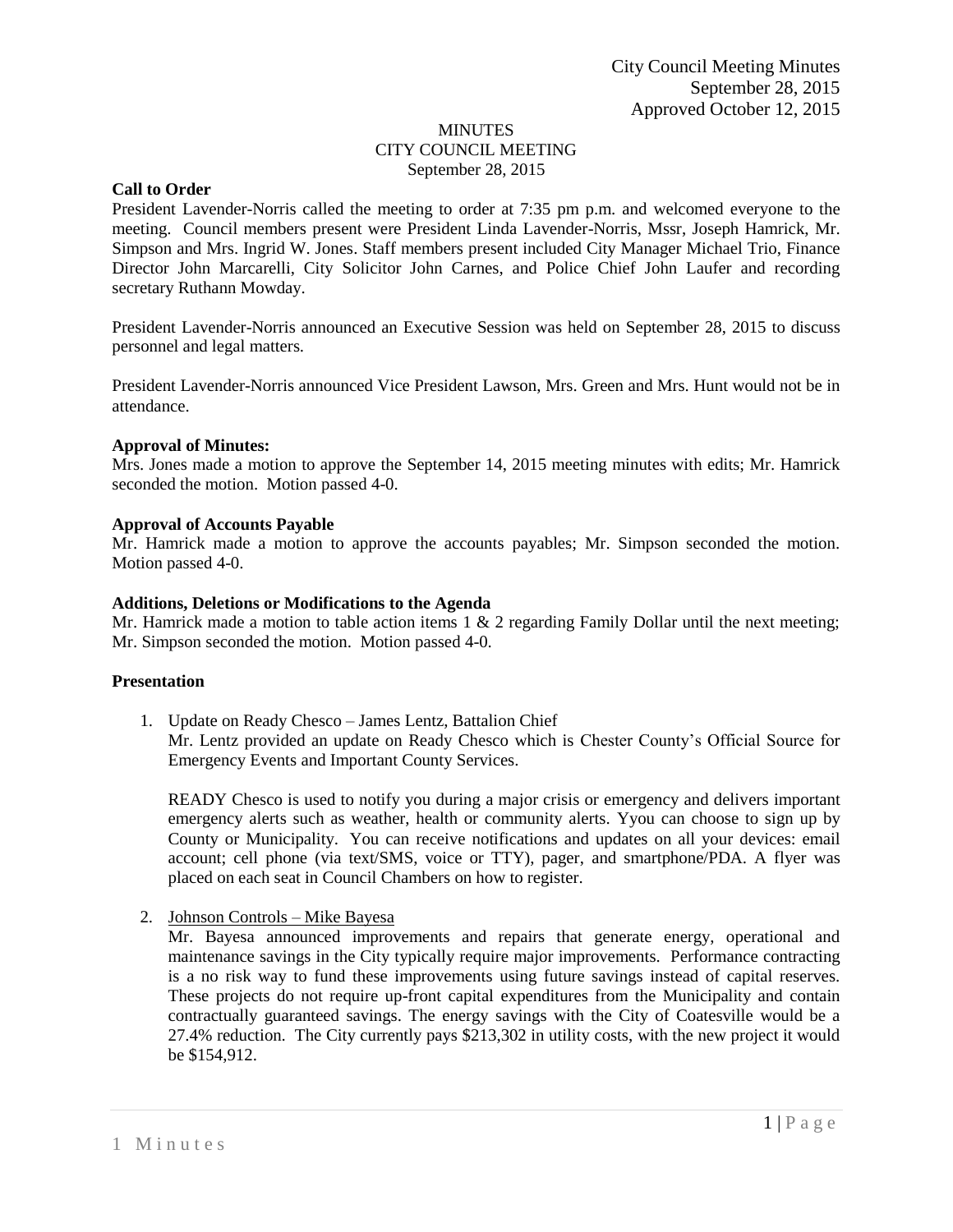City Council Meeting Minutes
September 28, 2015
Approved October 12, 2015

# MINUTES
## CITY COUNCIL MEETING
September 28, 2015

**Call to Order**

President Lavender-Norris called the meeting to order at 7:35 pm p.m. and welcomed everyone to the meeting. Council members present were President Linda Lavender-Norris, Mssr, Joseph Hamrick, Mr. Simpson and Mrs. Ingrid W. Jones. Staff members present included City Manager Michael Trio, Finance Director John Marcarelli, City Solicitor John Carnes, and Police Chief John Laufer and recording secretary Ruthann Mowday.

President Lavender-Norris announced an Executive Session was held on September 28, 2015 to discuss personnel and legal matters.

President Lavender-Norris announced Vice President Lawson, Mrs. Green and Mrs. Hunt would not be in attendance.

**Approval of Minutes:**

Mrs. Jones made a motion to approve the September 14, 2015 meeting minutes with edits; Mr. Hamrick seconded the motion. Motion passed 4-0.

**Approval of Accounts Payable**

Mr. Hamrick made a motion to approve the accounts payables; Mr. Simpson seconded the motion. Motion passed 4-0.

**Additions, Deletions or Modifications to the Agenda**

Mr. Hamrick made a motion to table action items 1 & 2 regarding Family Dollar until the next meeting; Mr. Simpson seconded the motion. Motion passed 4-0.

**Presentation**

1. Update on Ready Chesco – James Lentz, Battalion Chief

   Mr. Lentz provided an update on Ready Chesco which is Chester County's Official Source for Emergency Events and Important County Services.

   READY Chesco is used to notify you during a major crisis or emergency and delivers important emergency alerts such as weather, health or community alerts. Yyou can choose to sign up by County or Municipality. You can receive notifications and updates on all your devices: email account; cell phone (via text/SMS, voice or TTY), pager, and smartphone/PDA. A flyer was placed on each seat in Council Chambers on how to register.

2. Johnson Controls – Mike Bayesa

   Mr. Bayesa announced improvements and repairs that generate energy, operational and maintenance savings in the City typically require major improvements. Performance contracting is a no risk way to fund these improvements using future savings instead of capital reserves. These projects do not require up-front capital expenditures from the Municipality and contain contractually guaranteed savings. The energy savings with the City of Coatesville would be a 27.4% reduction. The City currently pays $213,302 in utility costs, with the new project it would be $154,912.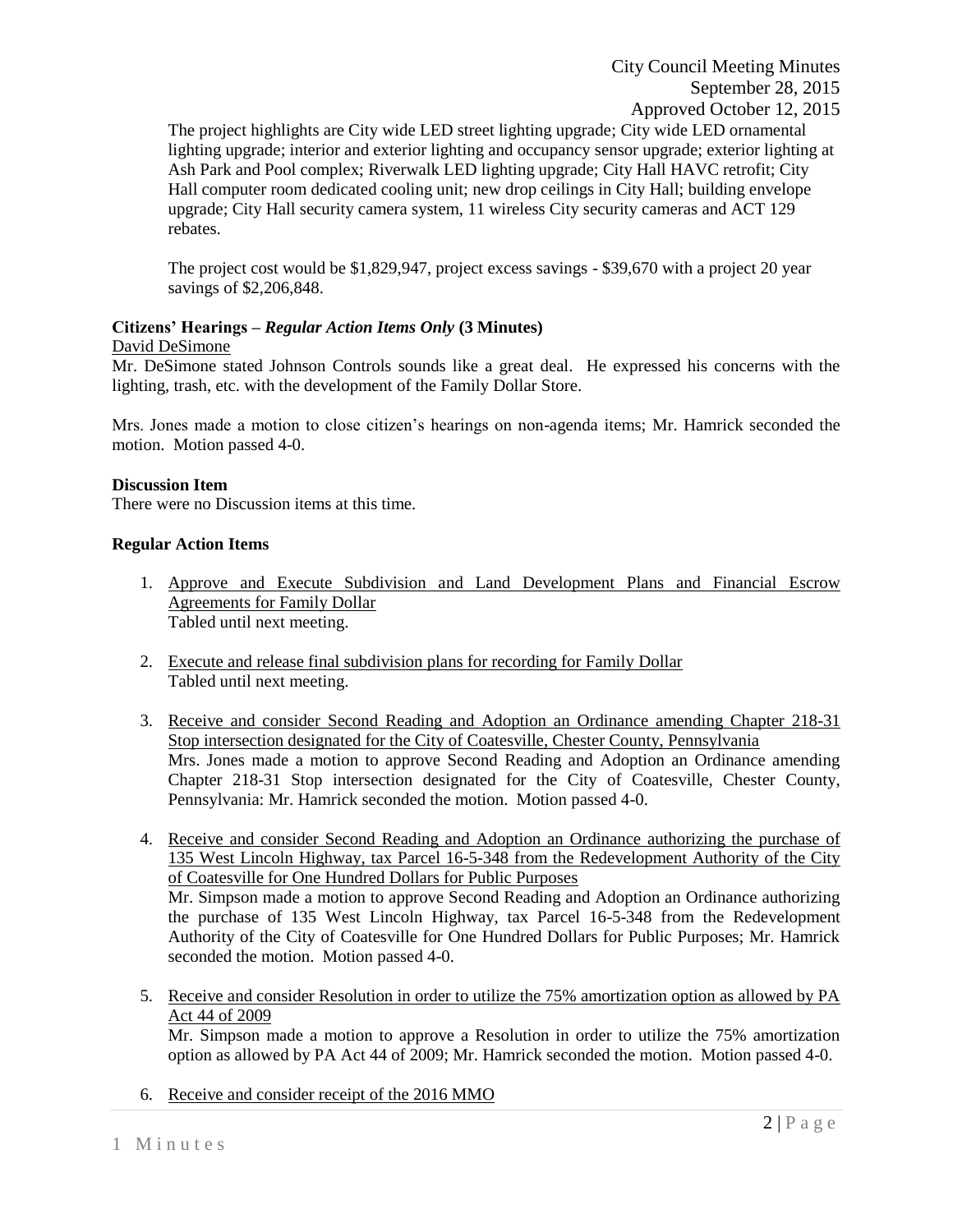The project highlights are City wide LED street lighting upgrade; City wide LED ornamental lighting upgrade; interior and exterior lighting and occupancy sensor upgrade; exterior lighting at Ash Park and Pool complex; Riverwalk LED lighting upgrade; City Hall HAVC retrofit; City Hall computer room dedicated cooling unit; new drop ceilings in City Hall; building envelope upgrade; City Hall security camera system, 11 wireless City security cameras and ACT 129 rebates.

The project cost would be $1,829,947, project excess savings - $39,670 with a project 20 year savings of $2,206,848.

**Citizens' Hearings –** ***Regular Action Items Only*** **(3 Minutes)**

David DeSimone

Mr. DeSimone stated Johnson Controls sounds like a great deal. He expressed his concerns with the lighting, trash, etc. with the development of the Family Dollar Store.

Mrs. Jones made a motion to close citizen's hearings on non-agenda items; Mr. Hamrick seconded the motion. Motion passed 4-0.

**Discussion Item**

There were no Discussion items at this time.

**Regular Action Items**

1. Approve and Execute Subdivision and Land Development Plans and Financial Escrow Agreements for Family Dollar
   Tabled until next meeting.

2. Execute and release final subdivision plans for recording for Family Dollar
   Tabled until next meeting.

3. Receive and consider Second Reading and Adoption an Ordinance amending Chapter 218-31 Stop intersection designated for the City of Coatesville, Chester County, Pennsylvania
   Mrs. Jones made a motion to approve Second Reading and Adoption an Ordinance amending Chapter 218-31 Stop intersection designated for the City of Coatesville, Chester County, Pennsylvania: Mr. Hamrick seconded the motion. Motion passed 4-0.

4. Receive and consider Second Reading and Adoption an Ordinance authorizing the purchase of 135 West Lincoln Highway, tax Parcel 16-5-348 from the Redevelopment Authority of the City of Coatesville for One Hundred Dollars for Public Purposes
   Mr. Simpson made a motion to approve Second Reading and Adoption an Ordinance authorizing the purchase of 135 West Lincoln Highway, tax Parcel 16-5-348 from the Redevelopment Authority of the City of Coatesville for One Hundred Dollars for Public Purposes; Mr. Hamrick seconded the motion. Motion passed 4-0.

5. Receive and consider Resolution in order to utilize the 75% amortization option as allowed by PA Act 44 of 2009
   Mr. Simpson made a motion to approve a Resolution in order to utilize the 75% amortization option as allowed by PA Act 44 of 2009; Mr. Hamrick seconded the motion. Motion passed 4-0.

6. Receive and consider receipt of the 2016 MMO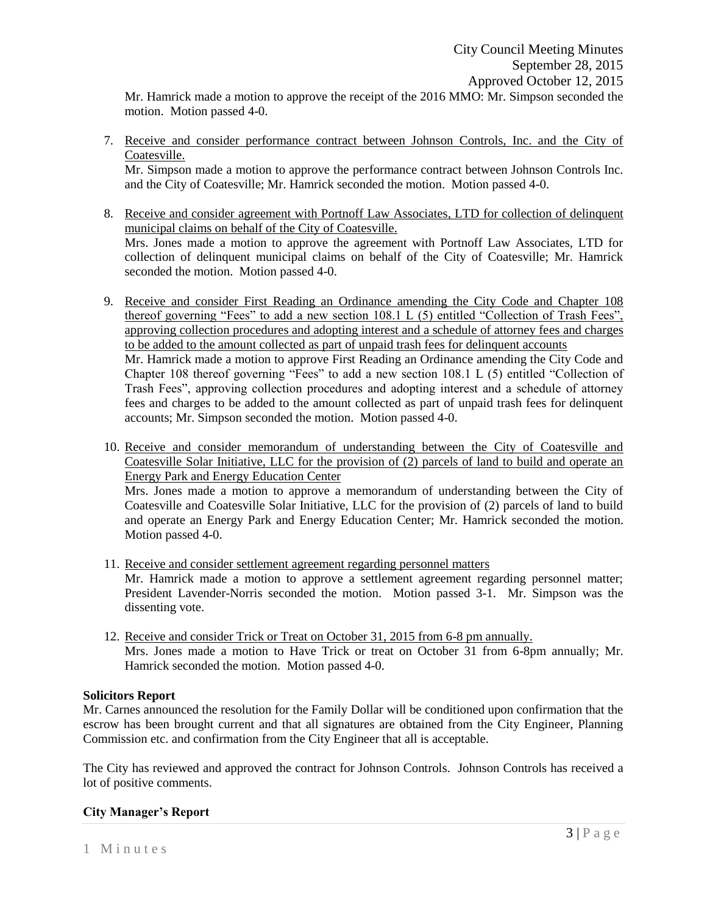Mr. Hamrick made a motion to approve the receipt of the 2016 MMO: Mr. Simpson seconded the motion. Motion passed 4-0.

7. Receive and consider performance contract between Johnson Controls, Inc. and the City of Coatesville.
   Mr. Simpson made a motion to approve the performance contract between Johnson Controls Inc. and the City of Coatesville; Mr. Hamrick seconded the motion. Motion passed 4-0.

8. Receive and consider agreement with Portnoff Law Associates, LTD for collection of delinquent municipal claims on behalf of the City of Coatesville.
   Mrs. Jones made a motion to approve the agreement with Portnoff Law Associates, LTD for collection of delinquent municipal claims on behalf of the City of Coatesville; Mr. Hamrick seconded the motion. Motion passed 4-0.

9. Receive and consider First Reading an Ordinance amending the City Code and Chapter 108 thereof governing "Fees" to add a new section 108.1 L (5) entitled "Collection of Trash Fees", approving collection procedures and adopting interest and a schedule of attorney fees and charges to be added to the amount collected as part of unpaid trash fees for delinquent accounts
   Mr. Hamrick made a motion to approve First Reading an Ordinance amending the City Code and Chapter 108 thereof governing "Fees" to add a new section 108.1 L (5) entitled "Collection of Trash Fees", approving collection procedures and adopting interest and a schedule of attorney fees and charges to be added to the amount collected as part of unpaid trash fees for delinquent accounts; Mr. Simpson seconded the motion. Motion passed 4-0.

10. Receive and consider memorandum of understanding between the City of Coatesville and Coatesville Solar Initiative, LLC for the provision of (2) parcels of land to build and operate an Energy Park and Energy Education Center
    Mrs. Jones made a motion to approve a memorandum of understanding between the City of Coatesville and Coatesville Solar Initiative, LLC for the provision of (2) parcels of land to build and operate an Energy Park and Energy Education Center; Mr. Hamrick seconded the motion. Motion passed 4-0.

11. Receive and consider settlement agreement regarding personnel matters
    Mr. Hamrick made a motion to approve a settlement agreement regarding personnel matter; President Lavender-Norris seconded the motion. Motion passed 3-1. Mr. Simpson was the dissenting vote.

12. Receive and consider Trick or Treat on October 31, 2015 from 6-8 pm annually.
    Mrs. Jones made a motion to Have Trick or treat on October 31 from 6-8pm annually; Mr. Hamrick seconded the motion. Motion passed 4-0.

**Solicitors Report**

Mr. Carnes announced the resolution for the Family Dollar will be conditioned upon confirmation that the escrow has been brought current and that all signatures are obtained from the City Engineer, Planning Commission etc. and confirmation from the City Engineer that all is acceptable.

The City has reviewed and approved the contract for Johnson Controls. Johnson Controls has received a lot of positive comments.

**City Manager's Report**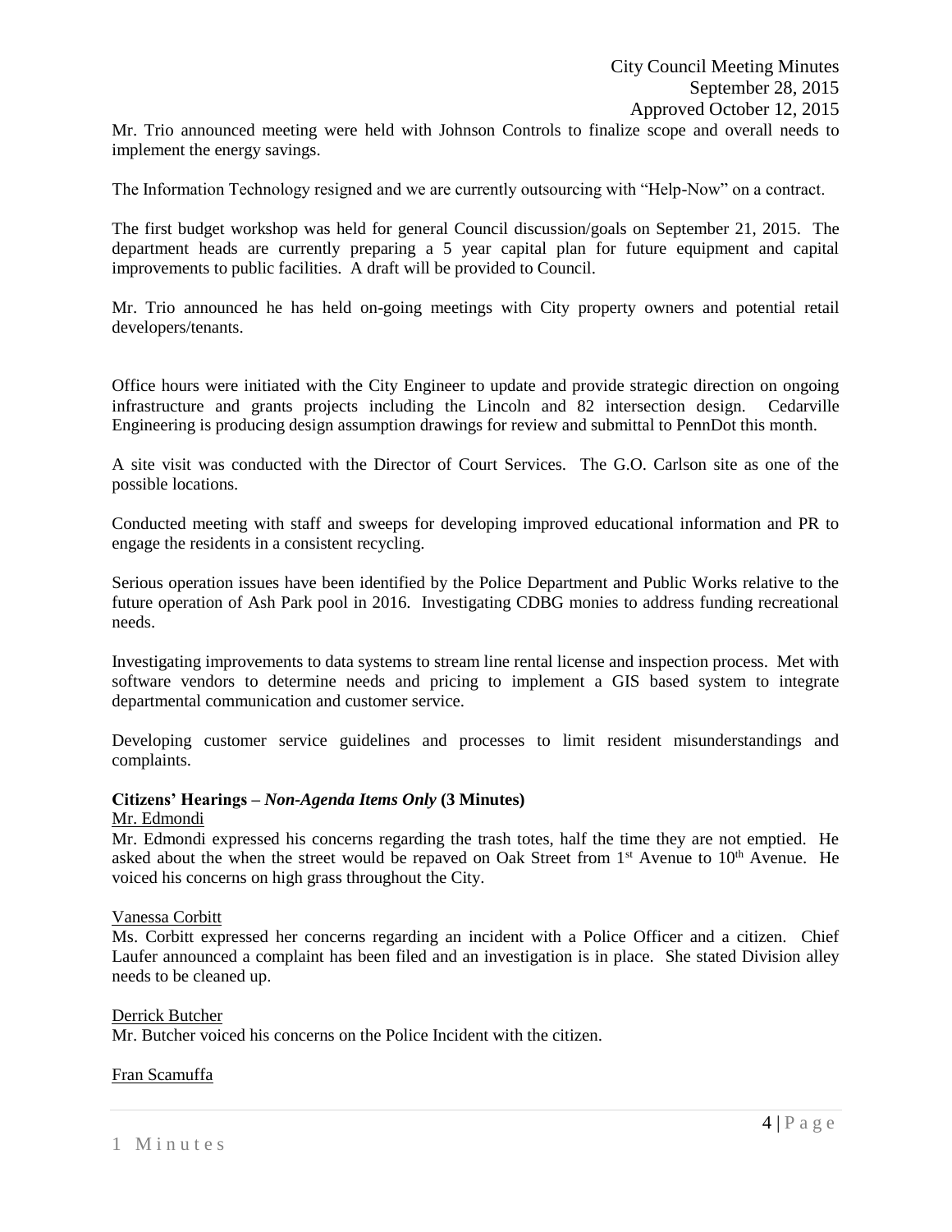Mr. Trio announced meeting were held with Johnson Controls to finalize scope and overall needs to implement the energy savings.

The Information Technology resigned and we are currently outsourcing with "Help-Now" on a contract.

The first budget workshop was held for general Council discussion/goals on September 21, 2015. The department heads are currently preparing a 5 year capital plan for future equipment and capital improvements to public facilities. A draft will be provided to Council.

Mr. Trio announced he has held on-going meetings with City property owners and potential retail developers/tenants.

Office hours were initiated with the City Engineer to update and provide strategic direction on ongoing infrastructure and grants projects including the Lincoln and 82 intersection design. Cedarville Engineering is producing design assumption drawings for review and submittal to PennDot this month.

A site visit was conducted with the Director of Court Services. The G.O. Carlson site as one of the possible locations.

Conducted meeting with staff and sweeps for developing improved educational information and PR to engage the residents in a consistent recycling.

Serious operation issues have been identified by the Police Department and Public Works relative to the future operation of Ash Park pool in 2016. Investigating CDBG monies to address funding recreational needs.

Investigating improvements to data systems to stream line rental license and inspection process. Met with software vendors to determine needs and pricing to implement a GIS based system to integrate departmental communication and customer service.

Developing customer service guidelines and processes to limit resident misunderstandings and complaints.

**Citizens' Hearings –** ***Non-Agenda Items Only*** **(3 Minutes)**

Mr. Edmondi

Mr. Edmondi expressed his concerns regarding the trash totes, half the time they are not emptied. He asked about the when the street would be repaved on Oak Street from 1st Avenue to 10th Avenue. He voiced his concerns on high grass throughout the City.

Vanessa Corbitt

Ms. Corbitt expressed her concerns regarding an incident with a Police Officer and a citizen. Chief Laufer announced a complaint has been filed and an investigation is in place. She stated Division alley needs to be cleaned up.

Derrick Butcher

Mr. Butcher voiced his concerns on the Police Incident with the citizen.

Fran Scamuffa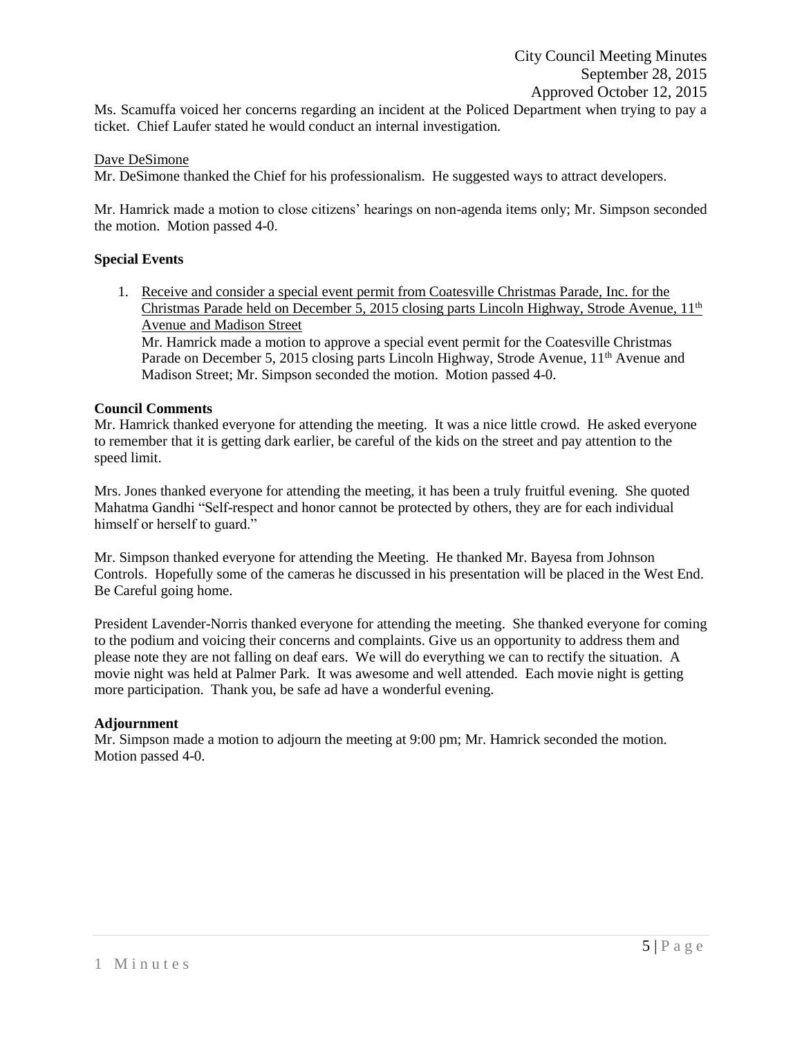Ms. Scamuffa voiced her concerns regarding an incident at the Policed Department when trying to pay a ticket. Chief Laufer stated he would conduct an internal investigation.

Dave DeSimone

Mr. DeSimone thanked the Chief for his professionalism. He suggested ways to attract developers.

Mr. Hamrick made a motion to close citizens' hearings on non-agenda items only; Mr. Simpson seconded the motion. Motion passed 4-0.

**Special Events**

1. Receive and consider a special event permit from Coatesville Christmas Parade, Inc. for the Christmas Parade held on December 5, 2015 closing parts Lincoln Highway, Strode Avenue, 11th Avenue and Madison Street
   Mr. Hamrick made a motion to approve a special event permit for the Coatesville Christmas Parade on December 5, 2015 closing parts Lincoln Highway, Strode Avenue, 11th Avenue and Madison Street; Mr. Simpson seconded the motion. Motion passed 4-0.

**Council Comments**

Mr. Hamrick thanked everyone for attending the meeting. It was a nice little crowd. He asked everyone to remember that it is getting dark earlier, be careful of the kids on the street and pay attention to the speed limit.

Mrs. Jones thanked everyone for attending the meeting, it has been a truly fruitful evening. She quoted Mahatma Gandhi "Self-respect and honor cannot be protected by others, they are for each individual himself or herself to guard."

Mr. Simpson thanked everyone for attending the Meeting. He thanked Mr. Bayesa from Johnson Controls. Hopefully some of the cameras he discussed in his presentation will be placed in the West End. Be Careful going home.

President Lavender-Norris thanked everyone for attending the meeting. She thanked everyone for coming to the podium and voicing their concerns and complaints. Give us an opportunity to address them and please note they are not falling on deaf ears. We will do everything we can to rectify the situation. A movie night was held at Palmer Park. It was awesome and well attended. Each movie night is getting more participation. Thank you, be safe ad have a wonderful evening.

**Adjournment**

Mr. Simpson made a motion to adjourn the meeting at 9:00 pm; Mr. Hamrick seconded the motion. Motion passed 4-0.